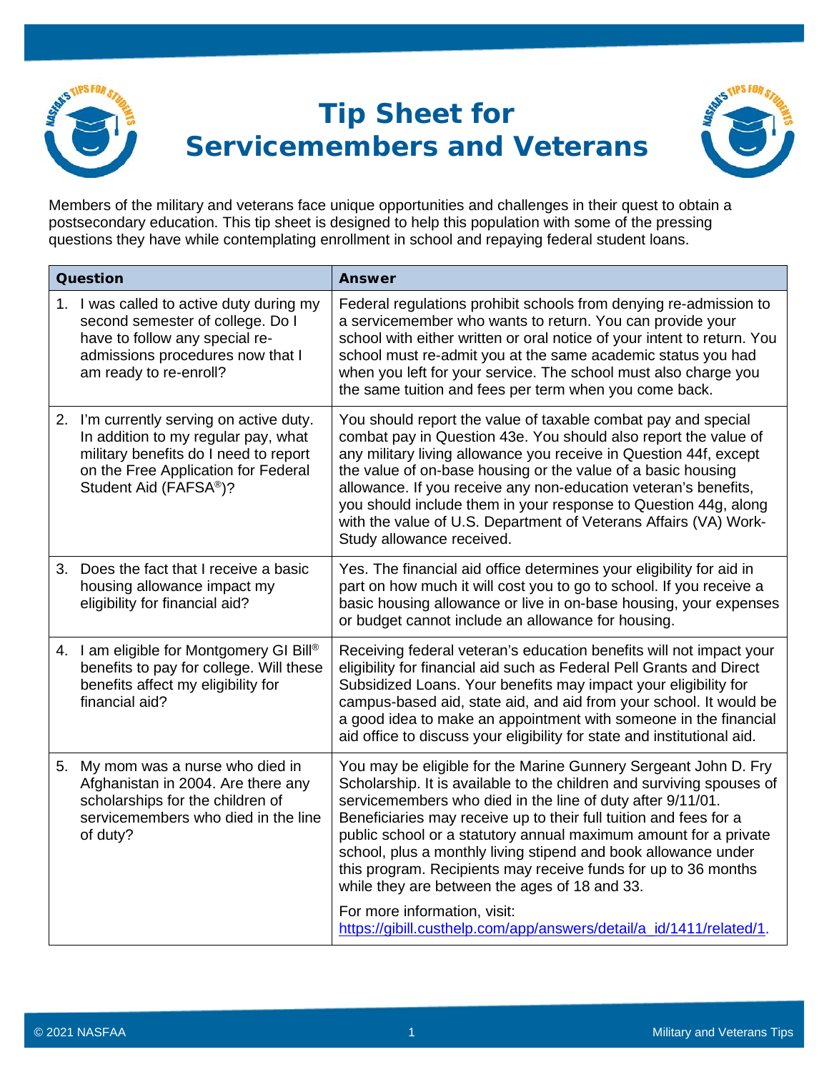# Tip Sheet for Servicemembers and Veterans

Members of the military and veterans face unique opportunities and challenges in their quest to obtain a postsecondary education. This tip sheet is designed to help this population with some of the pressing questions they have while contemplating enrollment in school and repaying federal student loans.

| Question | Answer |
|---|---|
| 1. I was called to active duty during my second semester of college. Do I have to follow any special re-admissions procedures now that I am ready to re-enroll? | Federal regulations prohibit schools from denying re-admission to a servicemember who wants to return. You can provide your school with either written or oral notice of your intent to return. You school must re-admit you at the same academic status you had when you left for your service. The school must also charge you the same tuition and fees per term when you come back. |
| 2. I'm currently serving on active duty. In addition to my regular pay, what military benefits do I need to report on the Free Application for Federal Student Aid (FAFSA®)? | You should report the value of taxable combat pay and special combat pay in Question 43e. You should also report the value of any military living allowance you receive in Question 44f, except the value of on-base housing or the value of a basic housing allowance. If you receive any non-education veteran's benefits, you should include them in your response to Question 44g, along with the value of U.S. Department of Veterans Affairs (VA) Work-Study allowance received. |
| 3. Does the fact that I receive a basic housing allowance impact my eligibility for financial aid? | Yes. The financial aid office determines your eligibility for aid in part on how much it will cost you to go to school. If you receive a basic housing allowance or live in on-base housing, your expenses or budget cannot include an allowance for housing. |
| 4. I am eligible for Montgomery GI Bill® benefits to pay for college. Will these benefits affect my eligibility for financial aid? | Receiving federal veteran's education benefits will not impact your eligibility for financial aid such as Federal Pell Grants and Direct Subsidized Loans. Your benefits may impact your eligibility for campus-based aid, state aid, and aid from your school. It would be a good idea to make an appointment with someone in the financial aid office to discuss your eligibility for state and institutional aid. |
| 5. My mom was a nurse who died in Afghanistan in 2004. Are there any scholarships for the children of servicemembers who died in the line of duty? | You may be eligible for the Marine Gunnery Sergeant John D. Fry Scholarship. It is available to the children and surviving spouses of servicemembers who died in the line of duty after 9/11/01. Beneficiaries may receive up to their full tuition and fees for a public school or a statutory annual maximum amount for a private school, plus a monthly living stipend and book allowance under this program. Recipients may receive funds for up to 36 months while they are between the ages of 18 and 33.<br><br>For more information, visit: https://gibill.custhelp.com/app/answers/detail/a_id/1411/related/1. |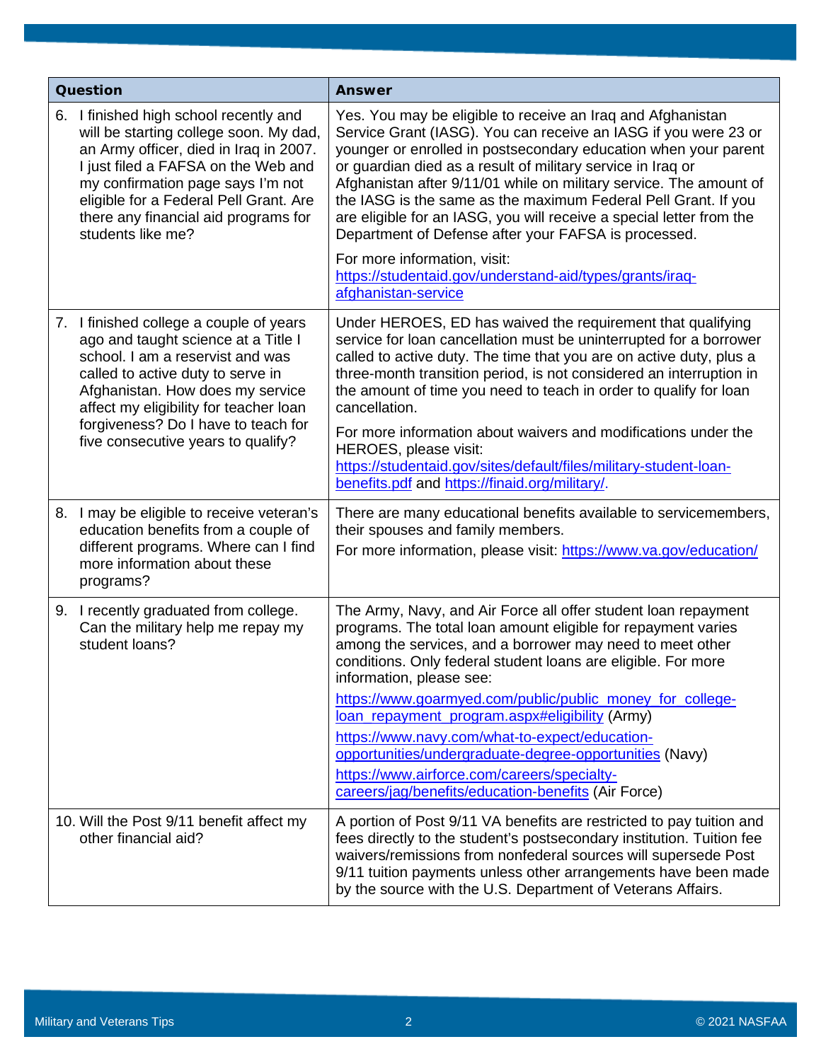| Question | Answer |
| --- | --- |
| 6. I finished high school recently and will be starting college soon. My dad, an Army officer, died in Iraq in 2007. I just filed a FAFSA on the Web and my confirmation page says I'm not eligible for a Federal Pell Grant. Are there any financial aid programs for students like me? | Yes. You may be eligible to receive an Iraq and Afghanistan Service Grant (IASG). You can receive an IASG if you were 23 or younger or enrolled in postsecondary education when your parent or guardian died as a result of military service in Iraq or Afghanistan after 9/11/01 while on military service. The amount of the IASG is the same as the maximum Federal Pell Grant. If you are eligible for an IASG, you will receive a special letter from the Department of Defense after your FAFSA is processed.<br><br>For more information, visit: [https://studentaid.gov/understand-aid/types/grants/iraq-afghanistan-service](https://studentaid.gov/understand-aid/types/grants/iraq-afghanistan-service) |
| 7. I finished college a couple of years ago and taught science at a Title I school. I am a reservist and was called to active duty to serve in Afghanistan. How does my service affect my eligibility for teacher loan forgiveness? Do I have to teach for five consecutive years to qualify? | Under HEROES, ED has waived the requirement that qualifying service for loan cancellation must be uninterrupted for a borrower called to active duty. The time that you are on active duty, plus a three-month transition period, is not considered an interruption in the amount of time you need to teach in order to qualify for loan cancellation.<br><br>For more information about waivers and modifications under the HEROES, please visit: [https://studentaid.gov/sites/default/files/military-student-loan-benefits.pdf](https://studentaid.gov/sites/default/files/military-student-loan-benefits.pdf) and [https://finaid.org/military/](https://finaid.org/military/). |
| 8. I may be eligible to receive veteran's education benefits from a couple of different programs. Where can I find more information about these programs? | There are many educational benefits available to servicemembers, their spouses and family members.<br>For more information, please visit: [https://www.va.gov/education/](https://www.va.gov/education/) |
| 9. I recently graduated from college. Can the military help me repay my student loans? | The Army, Navy, and Air Force all offer student loan repayment programs. The total loan amount eligible for repayment varies among the services, and a borrower may need to meet other conditions. Only federal student loans are eligible. For more information, please see:<br><br>[https://www.goarmyed.com/public/public_money_for_college-loan_repayment_program.aspx#eligibility](https://www.goarmyed.com/public/public_money_for_college-loan_repayment_program.aspx#eligibility) (Army)<br><br>[https://www.navy.com/what-to-expect/education-opportunities/undergraduate-degree-opportunities](https://www.navy.com/what-to-expect/education-opportunities/undergraduate-degree-opportunities) (Navy)<br><br>[https://www.airforce.com/careers/specialty-careers/jag/benefits/education-benefits](https://www.airforce.com/careers/specialty-careers/jag/benefits/education-benefits) (Air Force) |
| 10. Will the Post 9/11 benefit affect my other financial aid? | A portion of Post 9/11 VA benefits are restricted to pay tuition and fees directly to the student's postsecondary institution. Tuition fee waivers/remissions from nonfederal sources will supersede Post 9/11 tuition payments unless other arrangements have been made by the source with the U.S. Department of Veterans Affairs. |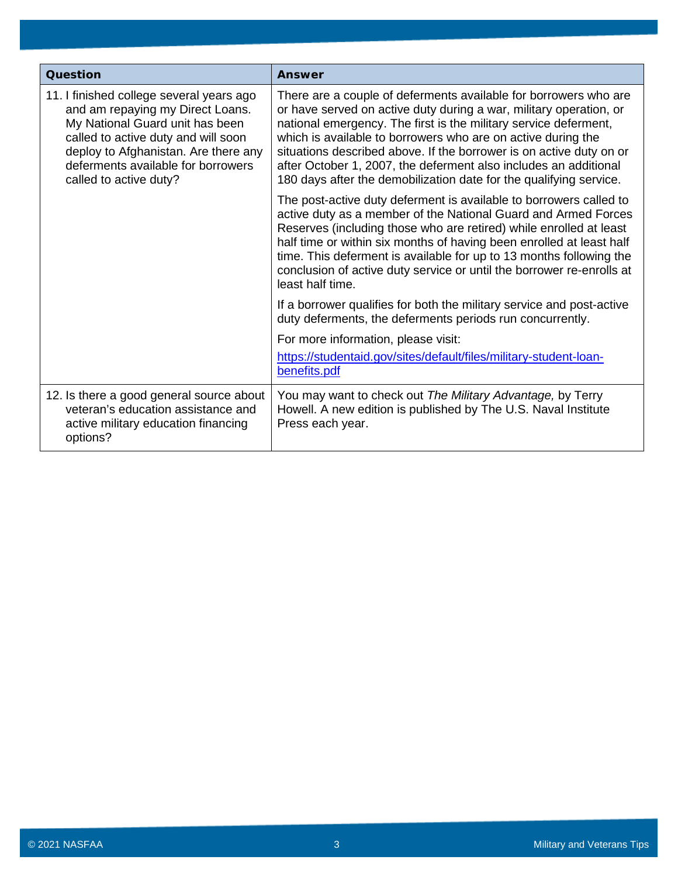| Question | Answer |
| --- | --- |
| 11. I finished college several years ago and am repaying my Direct Loans. My National Guard unit has been called to active duty and will soon deploy to Afghanistan. Are there any deferments available for borrowers called to active duty? | There are a couple of deferments available for borrowers who are or have served on active duty during a war, military operation, or national emergency. The first is the military service deferment, which is available to borrowers who are on active during the situations described above. If the borrower is on active duty on or after October 1, 2007, the deferment also includes an additional 180 days after the demobilization date for the qualifying service.<br><br>The post-active duty deferment is available to borrowers called to active duty as a member of the National Guard and Armed Forces Reserves (including those who are retired) while enrolled at least half time or within six months of having been enrolled at least half time. This deferment is available for up to 13 months following the conclusion of active duty service or until the borrower re-enrolls at least half time.<br><br>If a borrower qualifies for both the military service and post-active duty deferments, the deferments periods run concurrently.<br><br>For more information, please visit:<br>[https://studentaid.gov/sites/default/files/military-student-loan-benefits.pdf](https://studentaid.gov/sites/default/files/military-student-loan-benefits.pdf) |
| 12. Is there a good general source about veteran's education assistance and active military education financing options? | You may want to check out *The Military Advantage,* by Terry Howell. A new edition is published by The U.S. Naval Institute Press each year. |